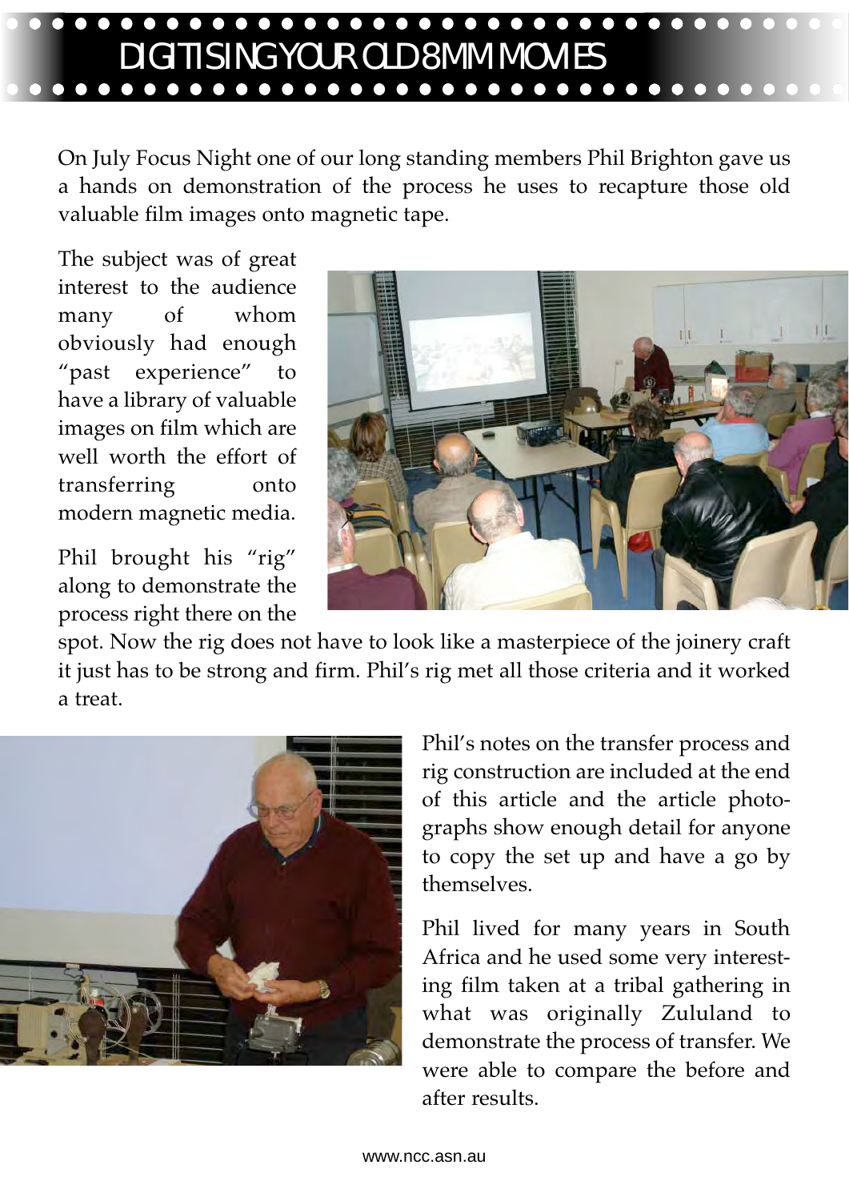# DIGITISING YOUR OLD 8MM MOVIES

On July Focus Night one of our long standing members Phil Brighton gave us a hands on demonstration of the process he uses to recapture those old valuable film images onto magnetic tape.

The subject was of great interest to the audience many of whom obviously had enough "past experience" to have a library of valuable images on film which are well worth the effort of transferring onto modern magnetic media.

Phil brought his "rig" along to demonstrate the process right there on the spot. Now the rig does not have to look like a masterpiece of the joinery craft it just has to be strong and firm. Phil's rig met all those criteria and it worked a treat.

Phil's notes on the transfer process and rig construction are included at the end of this article and the article photographs show enough detail for anyone to copy the set up and have a go by themselves.

Phil lived for many years in South Africa and he used some very interesting film taken at a tribal gathering in what was originally Zululand to demonstrate the process of transfer. We were able to compare the before and after results.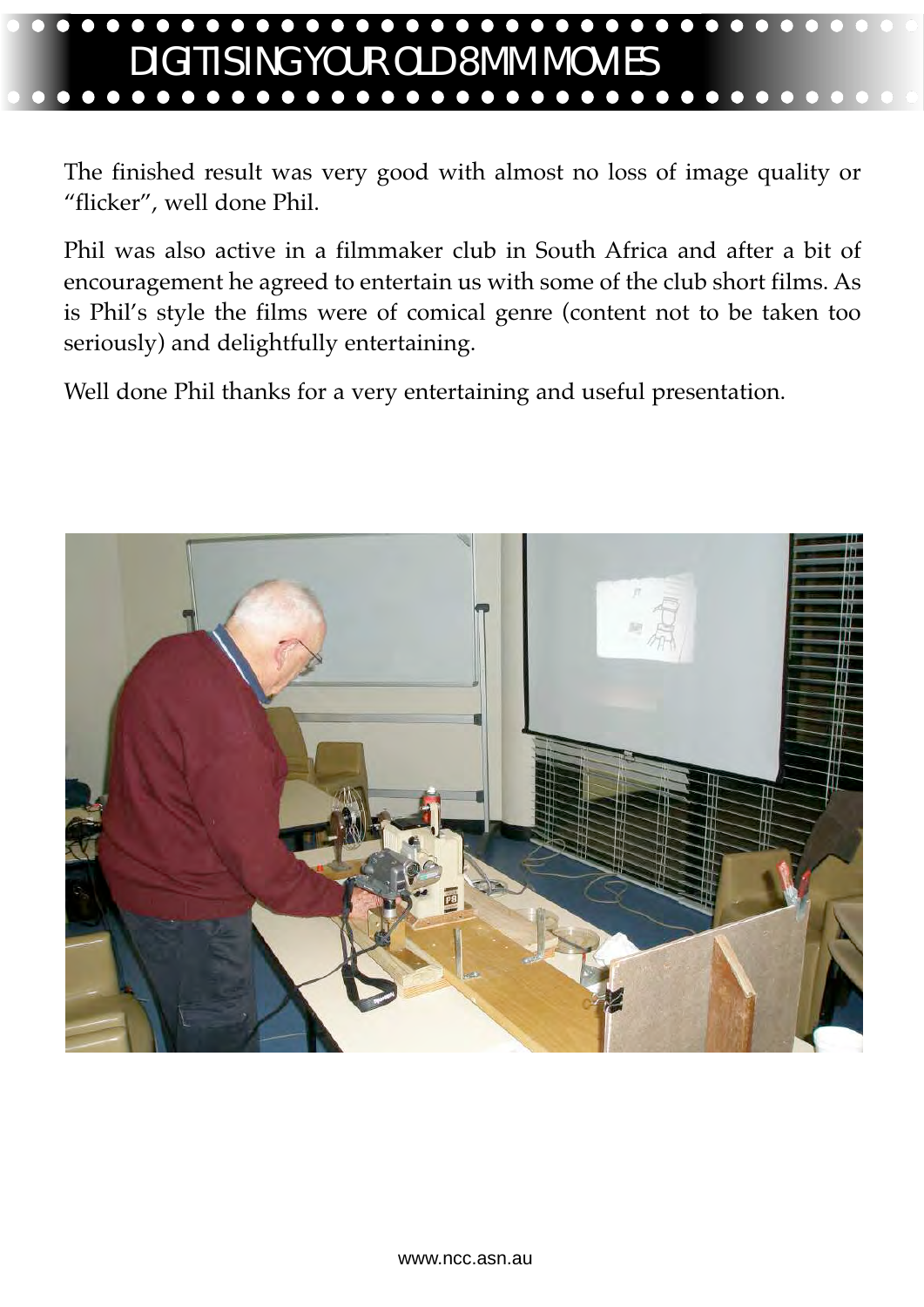The finished result was very good with almost no loss of image quality or "flicker", well done Phil.

Phil was also active in a filmmaker club in South Africa and after a bit of encouragement he agreed to entertain us with some of the club short films. As is Phil's style the films were of comical genre (content not to be taken too seriously) and delightfully entertaining.

Well done Phil thanks for a very entertaining and useful presentation.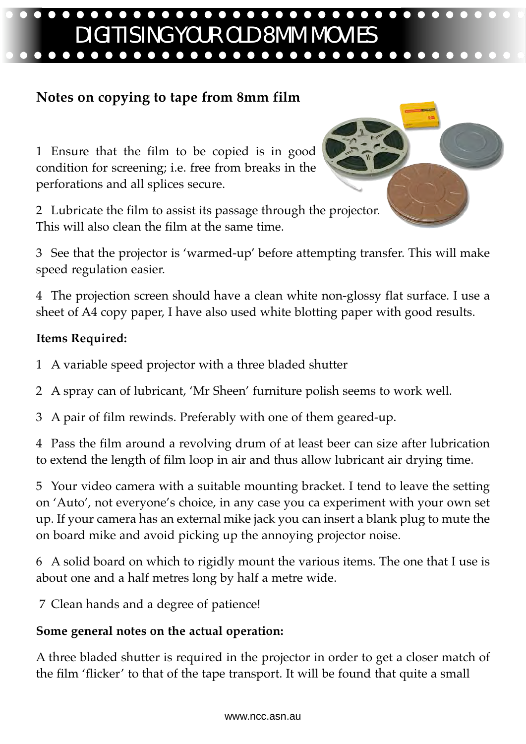# DIGITISING YOUR OLD 8MM MOVIES

## Notes on copying to tape from 8mm film

1 Ensure that the film to be copied is in good condition for screening; i.e. free from breaks in the perforations and all splices secure.

2 Lubricate the film to assist its passage through the projector. This will also clean the film at the same time.

3 See that the projector is 'warmed-up' before attempting transfer. This will make speed regulation easier.

4 The projection screen should have a clean white non-glossy flat surface. I use a sheet of A4 copy paper, I have also used white blotting paper with good results.

**Items Required:**

1 A variable speed projector with a three bladed shutter

2 A spray can of lubricant, 'Mr Sheen' furniture polish seems to work well.

3 A pair of film rewinds. Preferably with one of them geared-up.

4 Pass the film around a revolving drum of at least beer can size after lubrication to extend the length of film loop in air and thus allow lubricant air drying time.

5 Your video camera with a suitable mounting bracket. I tend to leave the setting on 'Auto', not everyone's choice, in any case you ca experiment with your own set up. If your camera has an external mike jack you can insert a blank plug to mute the on board mike and avoid picking up the annoying projector noise.

6 A solid board on which to rigidly mount the various items. The one that I use is about one and a half metres long by half a metre wide.

7 Clean hands and a degree of patience!

**Some general notes on the actual operation:**

A three bladed shutter is required in the projector in order to get a closer match of the film 'flicker' to that of the tape transport. It will be found that quite a small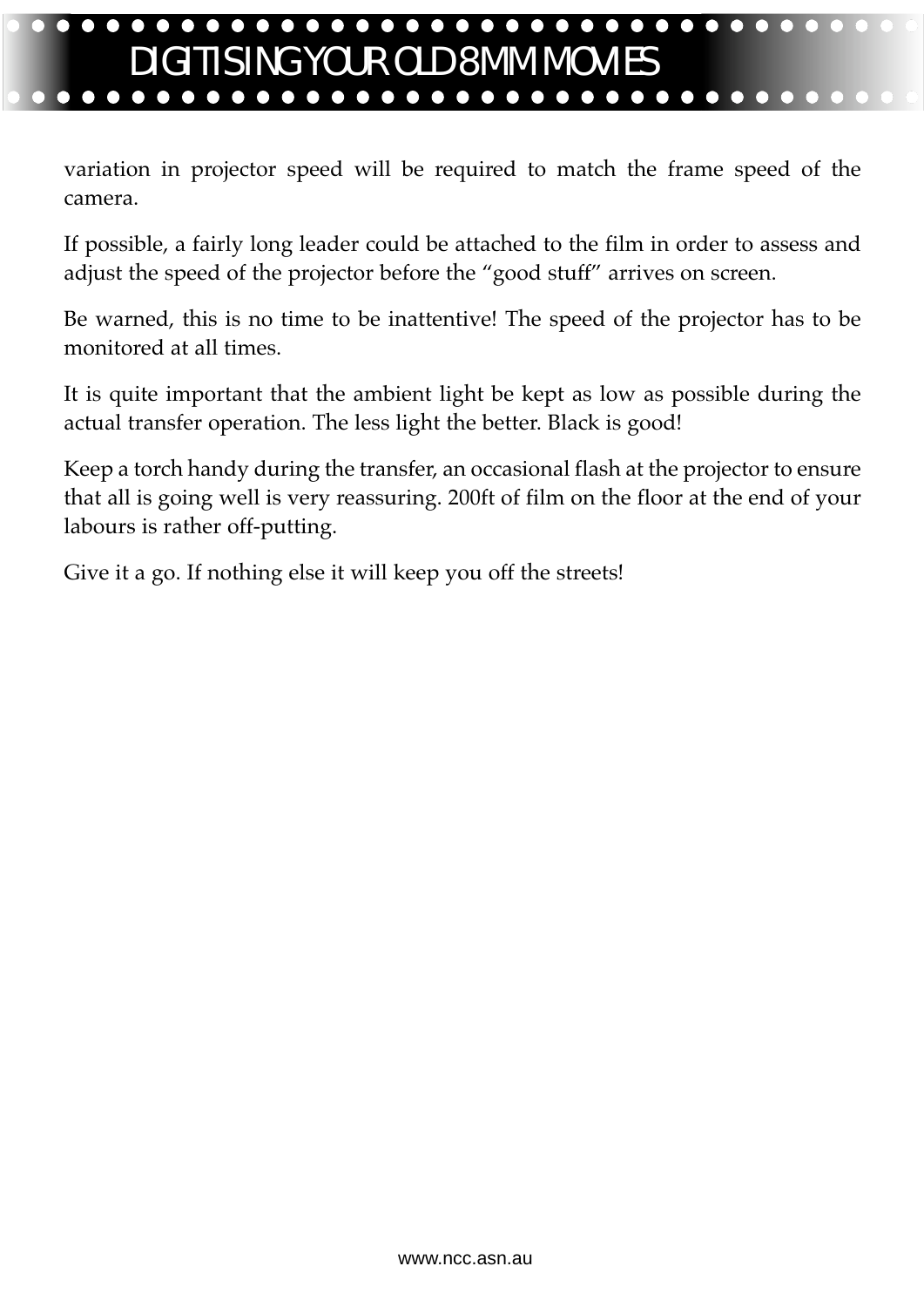variation in projector speed will be required to match the frame speed of the camera.

If possible, a fairly long leader could be attached to the film in order to assess and adjust the speed of the projector before the "good stuff" arrives on screen.

Be warned, this is no time to be inattentive! The speed of the projector has to be monitored at all times.

It is quite important that the ambient light be kept as low as possible during the actual transfer operation. The less light the better. Black is good!

Keep a torch handy during the transfer, an occasional flash at the projector to ensure that all is going well is very reassuring. 200ft of film on the floor at the end of your labours is rather off-putting.

Give it a go. If nothing else it will keep you off the streets!